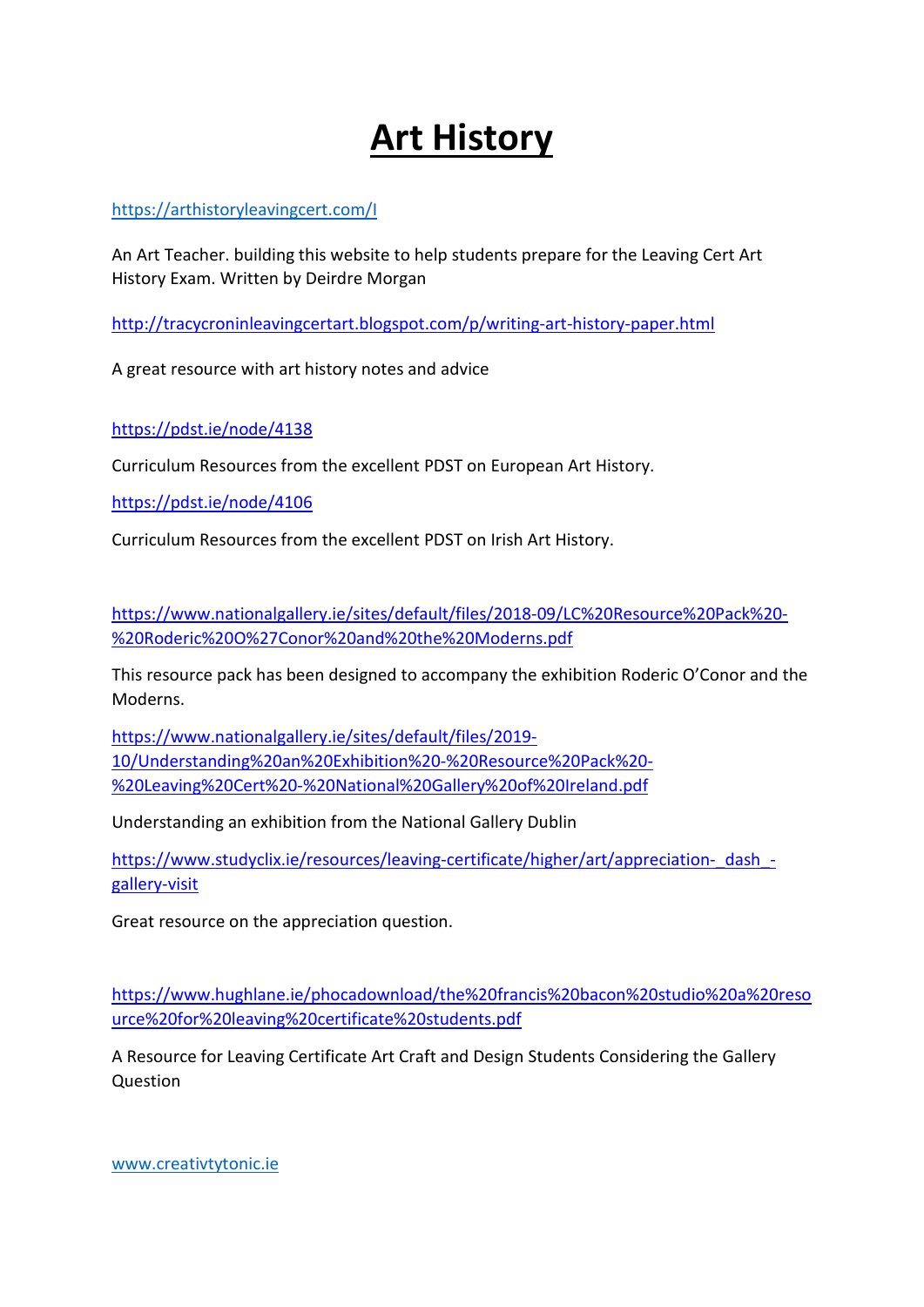# Art History

https://arthistoryleavingcert.com/l

An Art Teacher. building this website to help students prepare for the Leaving Cert Art History Exam. Written by Deirdre Morgan

http://tracycroninleavingcertart.blogspot.com/p/writing-art-history-paper.html

A great resource with art history notes and advice

https://pdst.ie/node/4138

Curriculum Resources from the excellent PDST on European Art History.

https://pdst.ie/node/4106

Curriculum Resources from the excellent PDST on Irish Art History.

https://www.nationalgallery.ie/sites/default/files/2018-09/LC%20Resource%20Pack%20-%20Roderic%20O%27Conor%20and%20the%20Moderns.pdf

This resource pack has been designed to accompany the exhibition Roderic O'Conor and the Moderns.

https://www.nationalgallery.ie/sites/default/files/2019-10/Understanding%20an%20Exhibition%20-%20Resource%20Pack%20-%20Leaving%20Cert%20-%20National%20Gallery%20of%20Ireland.pdf

Understanding an exhibition from the National Gallery Dublin

https://www.studyclix.ie/resources/leaving-certificate/higher/art/appreciation-_dash_-gallery-visit

Great resource on the appreciation question.

https://www.hughlane.ie/phocadownload/the%20francis%20bacon%20studio%20a%20resource%20for%20leaving%20certificate%20students.pdf

A Resource for Leaving Certificate Art Craft and Design Students Considering the Gallery Question

www.creativtytonic.ie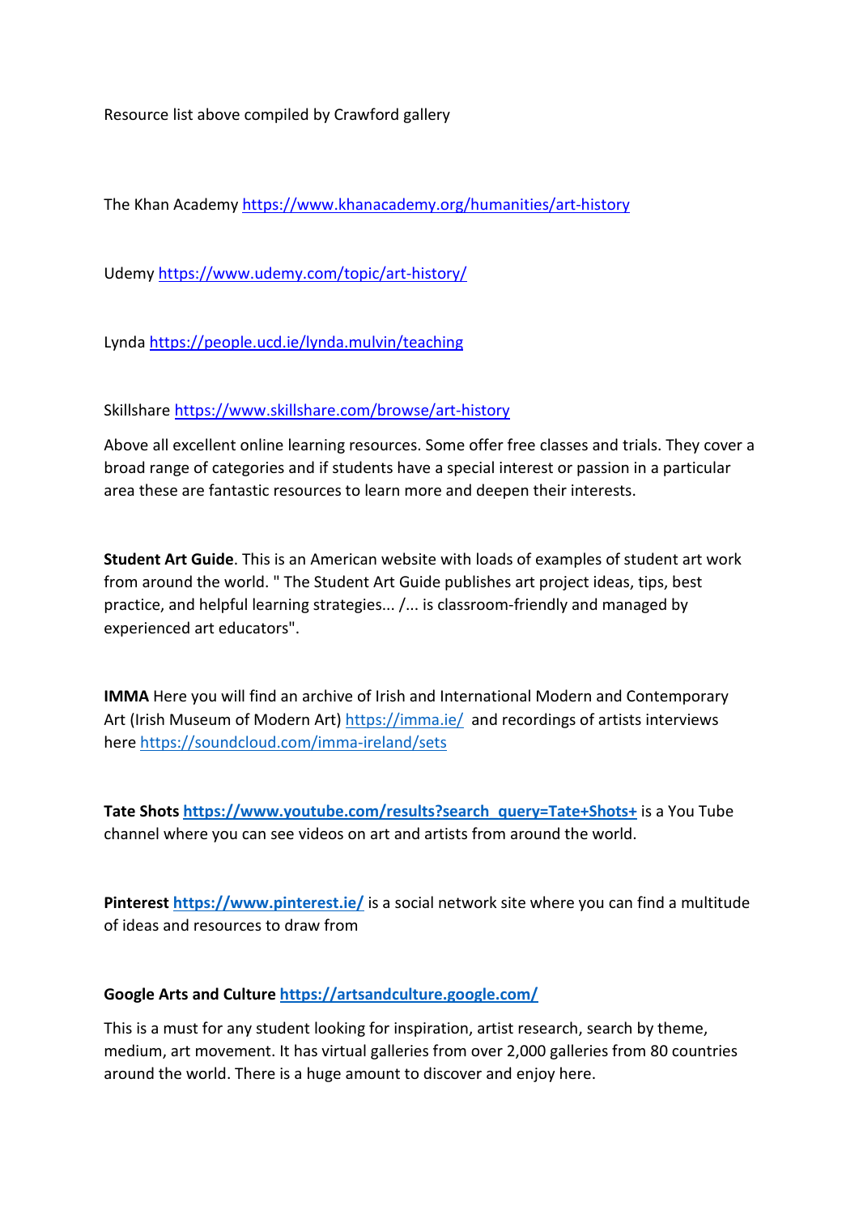Resource list above compiled by Crawford gallery

The Khan Academy https://www.khanacademy.org/humanities/art-history

Udemy https://www.udemy.com/topic/art-history/

Lynda https://people.ucd.ie/lynda.mulvin/teaching

Skillshare https://www.skillshare.com/browse/art-history

Above all excellent online learning resources. Some offer free classes and trials. They cover a broad range of categories and if students have a special interest or passion in a particular area these are fantastic resources to learn more and deepen their interests.

**Student Art Guide**. This is an American website with loads of examples of student art work from around the world. " The Student Art Guide publishes art project ideas, tips, best practice, and helpful learning strategies... /... is classroom-friendly and managed by experienced art educators".

**IMMA** Here you will find an archive of Irish and International Modern and Contemporary Art (Irish Museum of Modern Art) https://imma.ie/ and recordings of artists interviews here https://soundcloud.com/imma-ireland/sets

**Tate Shots** **https://www.youtube.com/results?search_query=Tate+Shots+** is a You Tube channel where you can see videos on art and artists from around the world.

**Pinterest** **https://www.pinterest.ie/** is a social network site where you can find a multitude of ideas and resources to draw from

**Google Arts and Culture** **https://artsandculture.google.com/**

This is a must for any student looking for inspiration, artist research, search by theme, medium, art movement. It has virtual galleries from over 2,000 galleries from 80 countries around the world. There is a huge amount to discover and enjoy here.